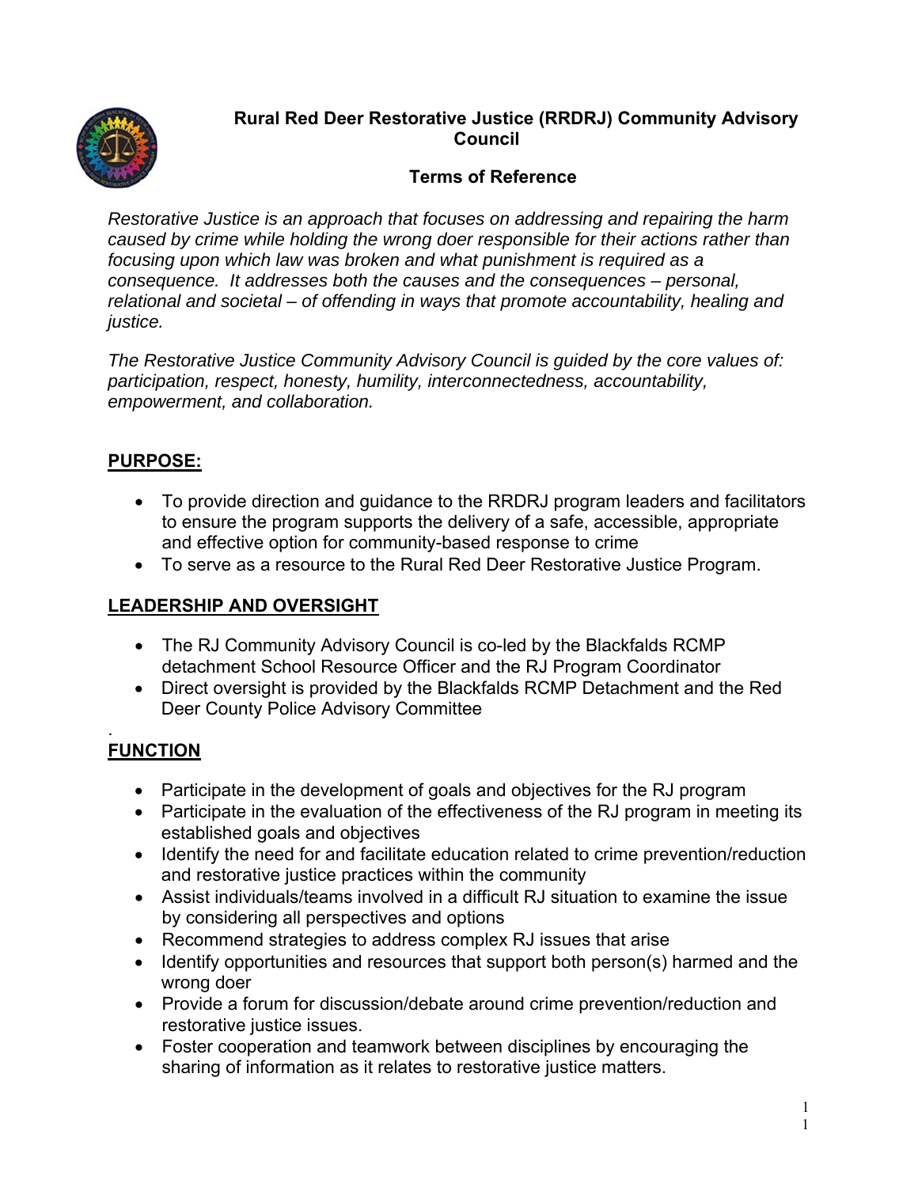# Rural Red Deer Restorative Justice (RRDRJ) Community Advisory Council

## Terms of Reference

*Restorative Justice is an approach that focuses on addressing and repairing the harm caused by crime while holding the wrong doer responsible for their actions rather than focusing upon which law was broken and what punishment is required as a consequence. It addresses both the causes and the consequences – personal, relational and societal – of offending in ways that promote accountability, healing and justice.*

*The Restorative Justice Community Advisory Council is guided by the core values of: participation, respect, honesty, humility, interconnectedness, accountability, empowerment, and collaboration.*

## PURPOSE:

- To provide direction and guidance to the RRDRJ program leaders and facilitators to ensure the program supports the delivery of a safe, accessible, appropriate and effective option for community-based response to crime
- To serve as a resource to the Rural Red Deer Restorative Justice Program.

## LEADERSHIP AND OVERSIGHT

- The RJ Community Advisory Council is co-led by the Blackfalds RCMP detachment School Resource Officer and the RJ Program Coordinator
- Direct oversight is provided by the Blackfalds RCMP Detachment and the Red Deer County Police Advisory Committee

.

## FUNCTION

- Participate in the development of goals and objectives for the RJ program
- Participate in the evaluation of the effectiveness of the RJ program in meeting its established goals and objectives
- Identify the need for and facilitate education related to crime prevention/reduction and restorative justice practices within the community
- Assist individuals/teams involved in a difficult RJ situation to examine the issue by considering all perspectives and options
- Recommend strategies to address complex RJ issues that arise
- Identify opportunities and resources that support both person(s) harmed and the wrong doer
- Provide a forum for discussion/debate around crime prevention/reduction and restorative justice issues.
- Foster cooperation and teamwork between disciplines by encouraging the sharing of information as it relates to restorative justice matters.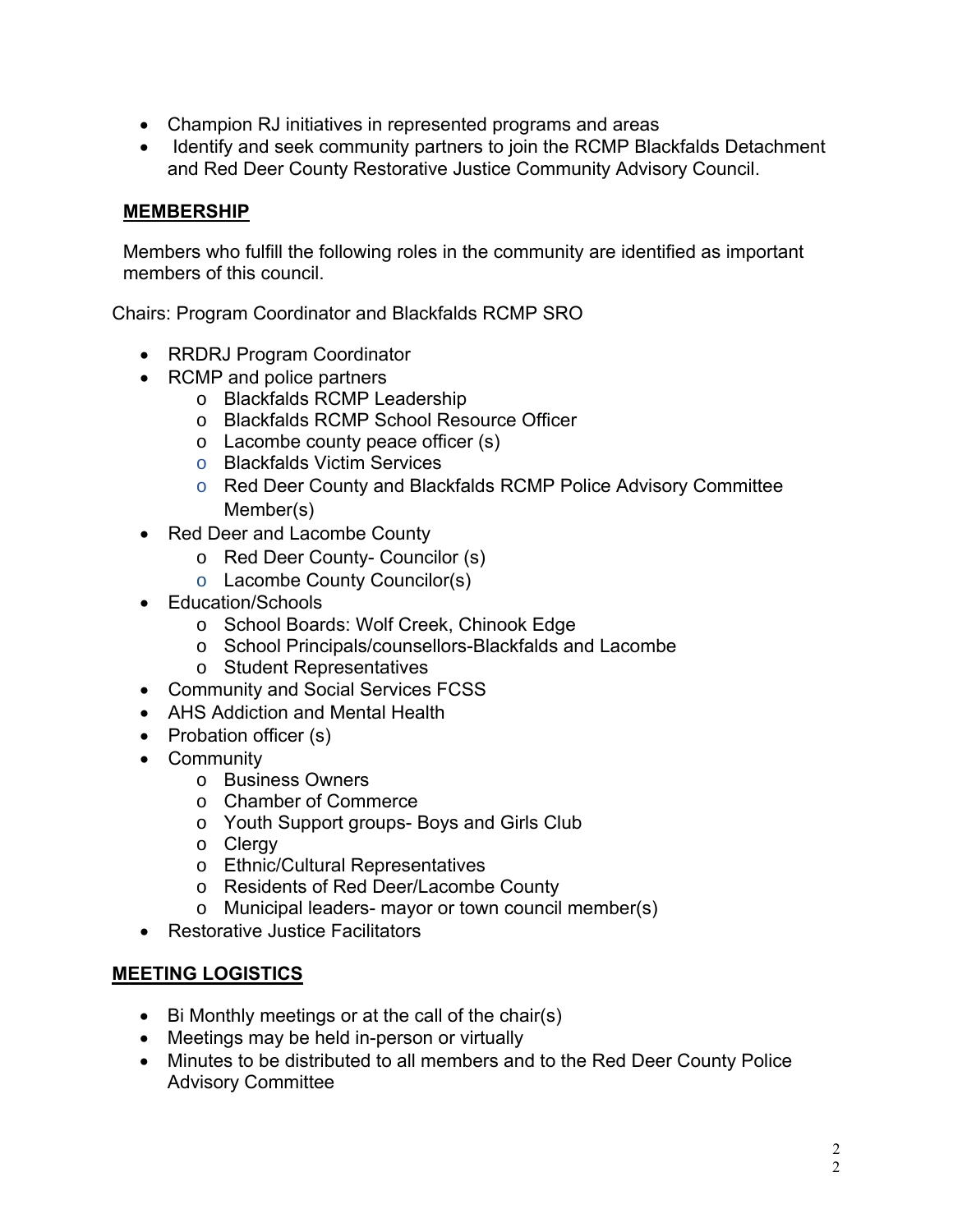- Champion RJ initiatives in represented programs and areas
- Identify and seek community partners to join the RCMP Blackfalds Detachment and Red Deer County Restorative Justice Community Advisory Council.

## MEMBERSHIP

Members who fulfill the following roles in the community are identified as important members of this council.

Chairs: Program Coordinator and Blackfalds RCMP SRO

- RRDRJ Program Coordinator
- RCMP and police partners
  - Blackfalds RCMP Leadership
  - Blackfalds RCMP School Resource Officer
  - Lacombe county peace officer (s)
  - Blackfalds Victim Services
  - Red Deer County and Blackfalds RCMP Police Advisory Committee Member(s)
- Red Deer and Lacombe County
  - Red Deer County- Councilor (s)
  - Lacombe County Councilor(s)
- Education/Schools
  - School Boards: Wolf Creek, Chinook Edge
  - School Principals/counsellors-Blackfalds and Lacombe
  - Student Representatives
- Community and Social Services FCSS
- AHS Addiction and Mental Health
- Probation officer (s)
- Community
  - Business Owners
  - Chamber of Commerce
  - Youth Support groups- Boys and Girls Club
  - Clergy
  - Ethnic/Cultural Representatives
  - Residents of Red Deer/Lacombe County
  - Municipal leaders- mayor or town council member(s)
- Restorative Justice Facilitators

## MEETING LOGISTICS

- Bi Monthly meetings or at the call of the chair(s)
- Meetings may be held in-person or virtually
- Minutes to be distributed to all members and to the Red Deer County Police Advisory Committee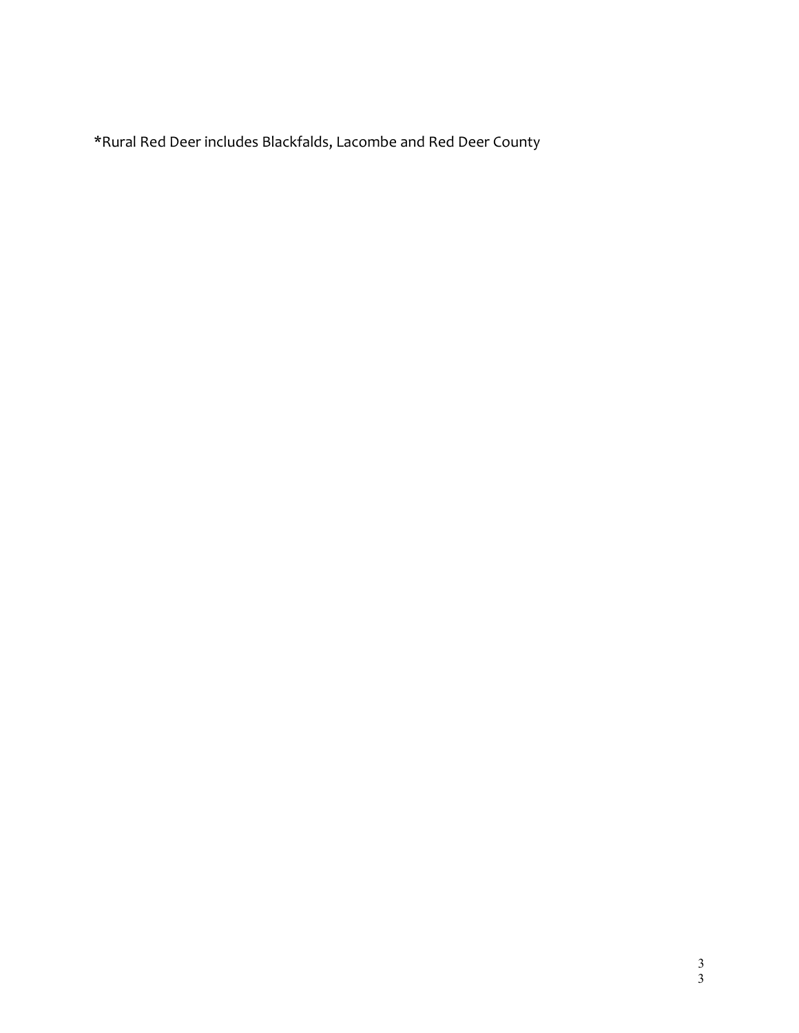*Rural Red Deer includes Blackfalds, Lacombe and Red Deer County